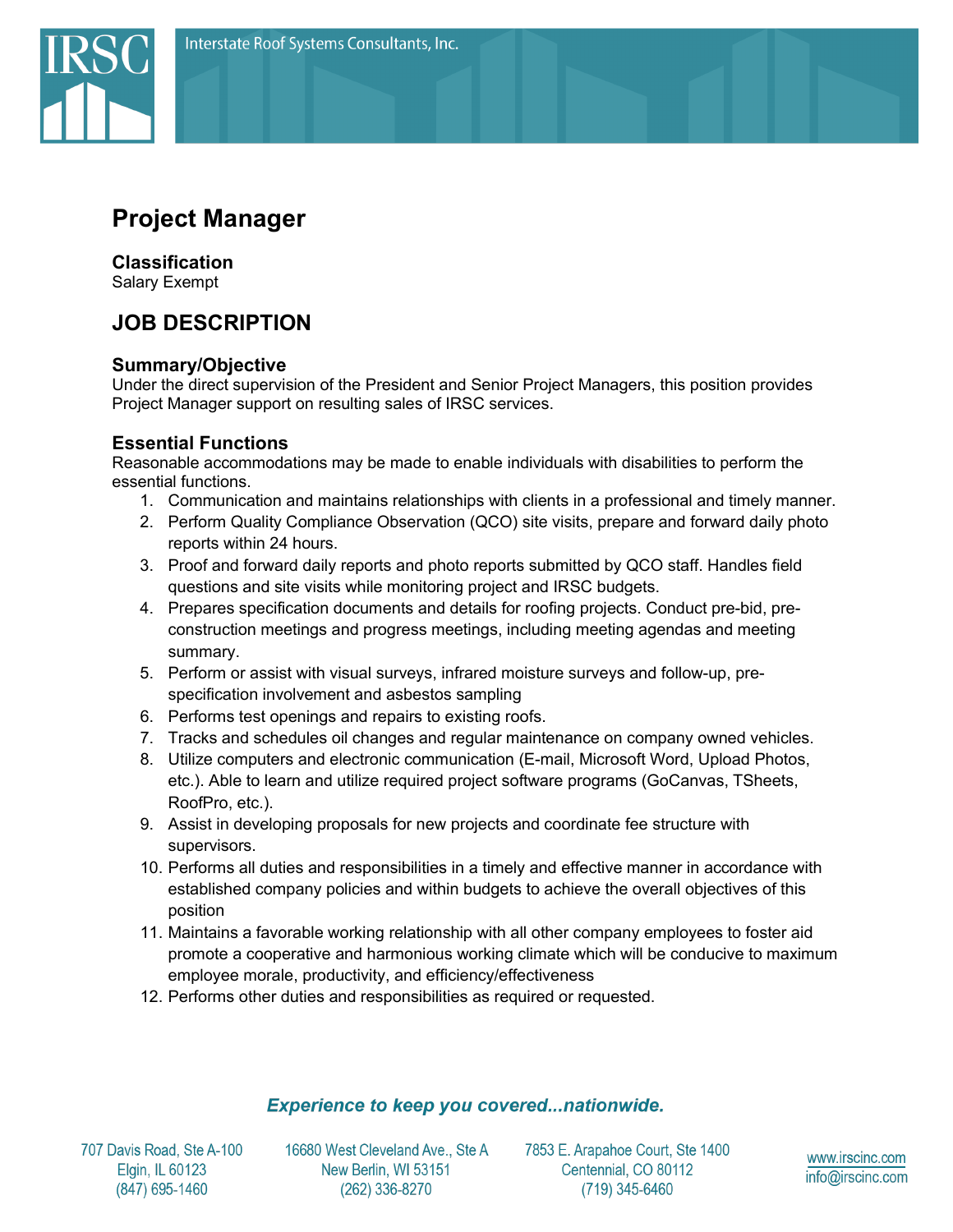# Project Manager

### Classification
Salary Exempt

## JOB DESCRIPTION

### Summary/Objective
Under the direct supervision of the President and Senior Project Managers, this position provides Project Manager support on resulting sales of IRSC services.

### Essential Functions
Reasonable accommodations may be made to enable individuals with disabilities to perform the essential functions.

1. Communication and maintains relationships with clients in a professional and timely manner.
2. Perform Quality Compliance Observation (QCO) site visits, prepare and forward daily photo reports within 24 hours.
3. Proof and forward daily reports and photo reports submitted by QCO staff. Handles field questions and site visits while monitoring project and IRSC budgets.
4. Prepares specification documents and details for roofing projects. Conduct pre-bid, pre-construction meetings and progress meetings, including meeting agendas and meeting summary.
5. Perform or assist with visual surveys, infrared moisture surveys and follow-up, pre-specification involvement and asbestos sampling
6. Performs test openings and repairs to existing roofs.
7. Tracks and schedules oil changes and regular maintenance on company owned vehicles.
8. Utilize computers and electronic communication (E-mail, Microsoft Word, Upload Photos, etc.). Able to learn and utilize required project software programs (GoCanvas, TSheets, RoofPro, etc.).
9. Assist in developing proposals for new projects and coordinate fee structure with supervisors.
10. Performs all duties and responsibilities in a timely and effective manner in accordance with established company policies and within budgets to achieve the overall objectives of this position
11. Maintains a favorable working relationship with all other company employees to foster aid promote a cooperative and harmonious working climate which will be conducive to maximum employee morale, productivity, and efficiency/effectiveness
12. Performs other duties and responsibilities as required or requested.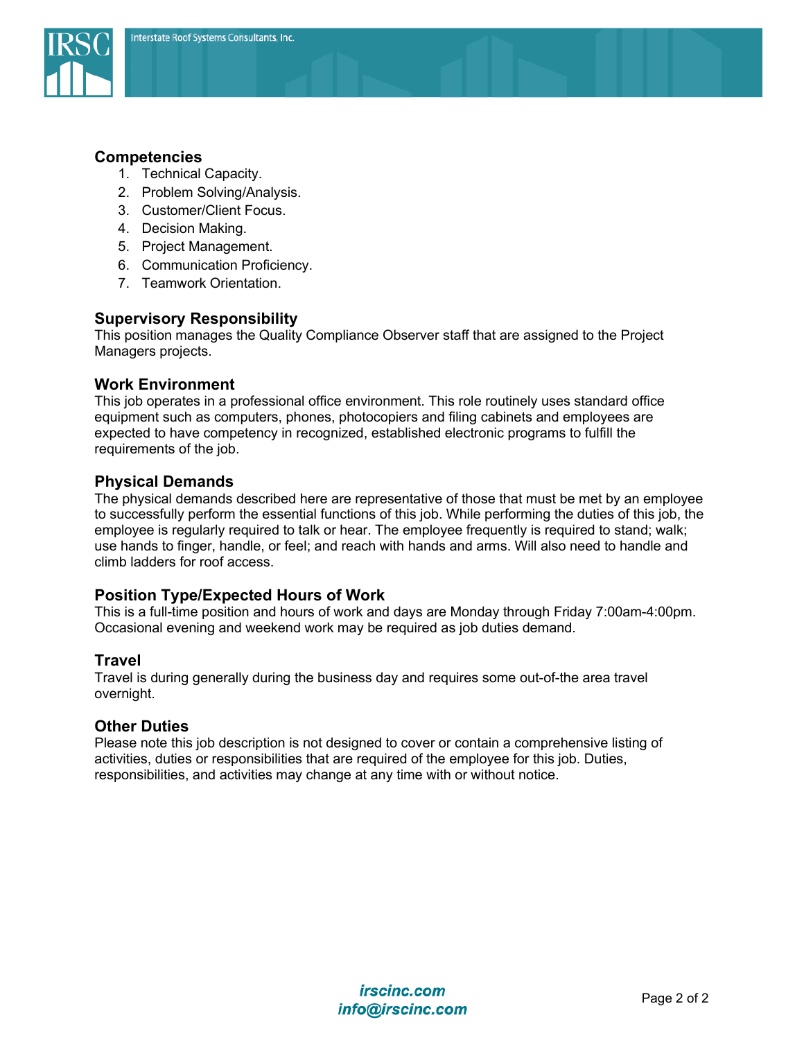## Competencies

1. Technical Capacity.
2. Problem Solving/Analysis.
3. Customer/Client Focus.
4. Decision Making.
5. Project Management.
6. Communication Proficiency.
7. Teamwork Orientation.

## Supervisory Responsibility

This position manages the Quality Compliance Observer staff that are assigned to the Project Managers projects.

## Work Environment

This job operates in a professional office environment. This role routinely uses standard office equipment such as computers, phones, photocopiers and filing cabinets and employees are expected to have competency in recognized, established electronic programs to fulfill the requirements of the job.

## Physical Demands

The physical demands described here are representative of those that must be met by an employee to successfully perform the essential functions of this job. While performing the duties of this job, the employee is regularly required to talk or hear. The employee frequently is required to stand; walk; use hands to finger, handle, or feel; and reach with hands and arms. Will also need to handle and climb ladders for roof access.

## Position Type/Expected Hours of Work

This is a full-time position and hours of work and days are Monday through Friday 7:00am-4:00pm. Occasional evening and weekend work may be required as job duties demand.

## Travel

Travel is during generally during the business day and requires some out-of-the area travel overnight.

## Other Duties

Please note this job description is not designed to cover or contain a comprehensive listing of activities, duties or responsibilities that are required of the employee for this job. Duties, responsibilities, and activities may change at any time with or without notice.